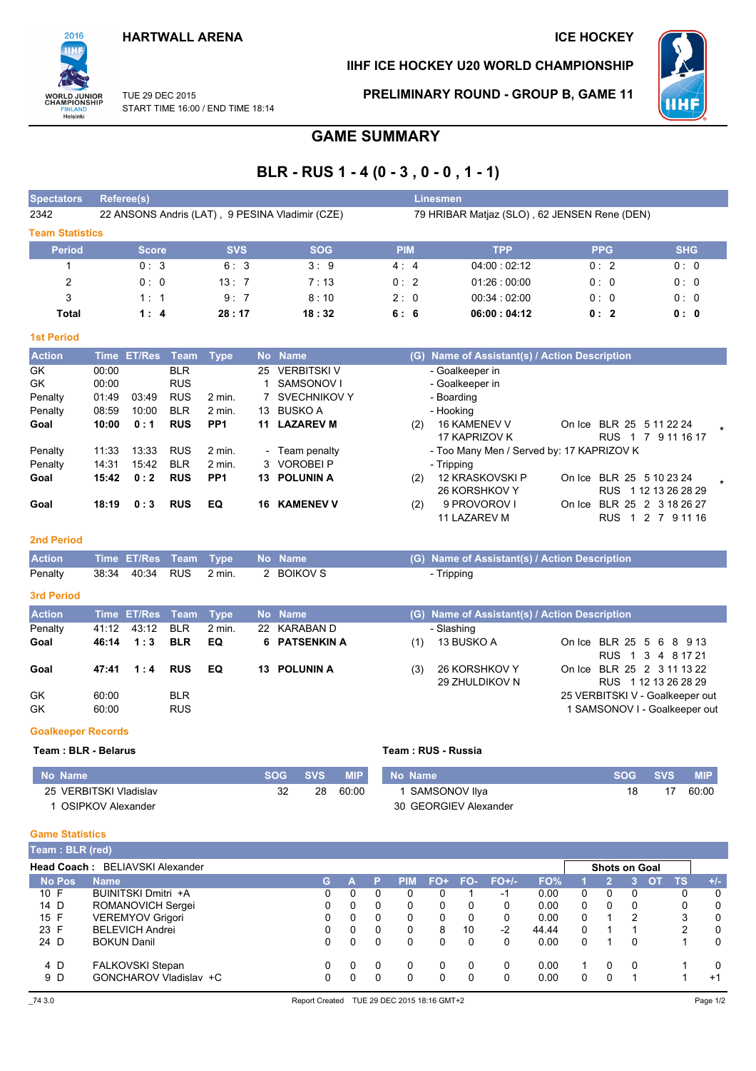HARTWALL ARENA

ICE HOCKEY

IIHF ICE HOCKEY U20 WORLD CHAMPIONSHIP

TUE 29 DEC 2015
START TIME 16:00 / END TIME 18:14

PRELIMINARY ROUND - GROUP B, GAME 11

# GAME SUMMARY

## BLR - RUS 1 - 4 (0 - 3 , 0 - 0 , 1 - 1)

| Spectators | Referee(s) | Linesmen |
|---|---|---|
| 2342 | 22 ANSONS Andris (LAT) , 9 PESINA Vladimir (CZE) | 79 HRIBAR Matjaz (SLO) , 62 JENSEN Rene (DEN) |

### Team Statistics

| Period | Score | SVS | SOG | PIM | TPP | PPG | SHG |
|---|---|---|---|---|---|---|---|
| 1 | 0 : 3 | 6 : 3 | 3 : 9 | 4 : 4 | 04:00 : 02:12 | 0 : 2 | 0 : 0 |
| 2 | 0 : 0 | 13 : 7 | 7 : 13 | 0 : 2 | 01:26 : 00:00 | 0 : 0 | 0 : 0 |
| 3 | 1 : 1 | 9 : 7 | 8 : 10 | 2 : 0 | 00:34 : 02:00 | 0 : 0 | 0 : 0 |
| **Total** | **1 : 4** | **28 : 17** | **18 : 32** | **6 : 6** | **06:00 : 04:12** | **0 : 2** | **0 : 0** |

### 1st Period

| Action | Time | ET/Res | Team | Type | No | Name | (G) | Name of Assistant(s) / Action Description | On Ice | |
|---|---|---|---|---|---|---|---|---|---|---|
| GK | 00:00 | | BLR | | 25 | VERBITSKI V | | - Goalkeeper in | | |
| GK | 00:00 | | RUS | | 1 | SAMSONOV I | | - Goalkeeper in | | |
| Penalty | 01:49 | 03:49 | RUS | 2 min. | 7 | SVECHNIKOV Y | | - Boarding | | |
| Penalty | 08:59 | 10:00 | BLR | 2 min. | 13 | BUSKO A | | - Hooking | | |
| **Goal** | **10:00** | **0 : 1** | **RUS** | **PP1** | **11** | **LAZAREV M** | (2) | 16 KAMENEV V<br>17 KAPRIZOV K | BLR 25 5 11 22 24<br>RUS 1 7 9 11 16 17 | * |
| Penalty | 11:33 | 13:33 | RUS | 2 min. | - | Team penalty | | - Too Many Men / Served by: 17 KAPRIZOV K | | |
| Penalty | 14:31 | 15:42 | BLR | 2 min. | 3 | VOROBEI P | | - Tripping | | |
| **Goal** | **15:42** | **0 : 2** | **RUS** | **PP1** | **13** | **POLUNIN A** | (2) | 12 KRASKOVSKI P<br>26 KORSHKOV Y | BLR 25 5 10 23 24<br>RUS 1 12 13 26 28 29 | * |
| **Goal** | **18:19** | **0 : 3** | **RUS** | **EQ** | **16** | **KAMENEV V** | (2) | 9 PROVOROV I<br>11 LAZAREV M | BLR 25 2 3 18 26 27<br>RUS 1 2 7 9 11 16 | |

### 2nd Period

| Action | Time | ET/Res | Team | Type | No | Name | (G) | Name of Assistant(s) / Action Description |
|---|---|---|---|---|---|---|---|---|
| Penalty | 38:34 | 40:34 | RUS | 2 min. | 2 | BOIKOV S | | - Tripping |

### 3rd Period

| Action | Time | ET/Res | Team | Type | No | Name | (G) | Name of Assistant(s) / Action Description | On Ice |
|---|---|---|---|---|---|---|---|---|---|
| Penalty | 41:12 | 43:12 | BLR | 2 min. | 22 | KARABAN D | | - Slashing | |
| **Goal** | **46:14** | **1 : 3** | **BLR** | **EQ** | **6** | **PATSENKIN A** | (1) | 13 BUSKO A | BLR 25 5 6 8 9 13<br>RUS 1 3 4 8 17 21 |
| **Goal** | **47:41** | **1 : 4** | **RUS** | **EQ** | **13** | **POLUNIN A** | (3) | 26 KORSHKOV Y<br>29 ZHULDIKOV N | BLR 25 2 3 11 13 22<br>RUS 1 12 13 26 28 29 |
| GK | 60:00 | | BLR | | | | | | 25 VERBITSKI V - Goalkeeper out |
| GK | 60:00 | | RUS | | | | | | 1 SAMSONOV I - Goalkeeper out |

### Goalkeeper Records

**Team : BLR - Belarus**

| No | Name | SOG | SVS | MIP |
|---|---|---|---|---|
| 25 | VERBITSKI Vladislav | 32 | 28 | 60:00 |
| 1 | OSIPKOV Alexander | | | |

**Team : RUS - Russia**

| No | Name | SOG | SVS | MIP |
|---|---|---|---|---|
| 1 | SAMSONOV Ilya | 18 | 17 | 60:00 |
| 30 | GEORGIEV Alexander | | | |

### Game Statistics

**Team : BLR (red)**

**Head Coach :** BELIAVSKI Alexander

| No | Pos | Name | G | A | P | PIM | FO+ | FO- | FO+/- | FO% | 1 | 2 | 3 | OT | TS | +/- |
|---|---|---|---|---|---|---|---|---|---|---|---|---|---|---|---|---|
| | | | | | | | | | | | Shots on Goal | | | | | |
| 10 | F | BUINITSKI Dmitri +A | 0 | 0 | 0 | 0 | 0 | 1 | -1 | 0.00 | 0 | 0 | 0 | | 0 | 0 |
| 14 | D | ROMANOVICH Sergei | 0 | 0 | 0 | 0 | 0 | 0 | 0 | 0.00 | 0 | 0 | 0 | | 0 | 0 |
| 15 | F | VEREMYOV Grigori | 0 | 0 | 0 | 0 | 0 | 0 | 0 | 0.00 | 0 | 1 | 2 | | 3 | 0 |
| 23 | F | BELEVICH Andrei | 0 | 0 | 0 | 0 | 8 | 10 | -2 | 44.44 | 0 | 1 | 1 | | 2 | 0 |
| 24 | D | BOKUN Danil | 0 | 0 | 0 | 0 | 0 | 0 | 0 | 0.00 | 0 | 1 | 0 | | 1 | 0 |
| 4 | D | FALKOVSKI Stepan | 0 | 0 | 0 | 0 | 0 | 0 | 0 | 0.00 | 1 | 0 | 0 | | 1 | 0 |
| 9 | D | GONCHAROV Vladislav +C | 0 | 0 | 0 | 0 | 0 | 0 | 0 | 0.00 | 0 | 0 | 1 | | 1 | +1 |

_74 3.0 Report Created TUE 29 DEC 2015 18:16 GMT+2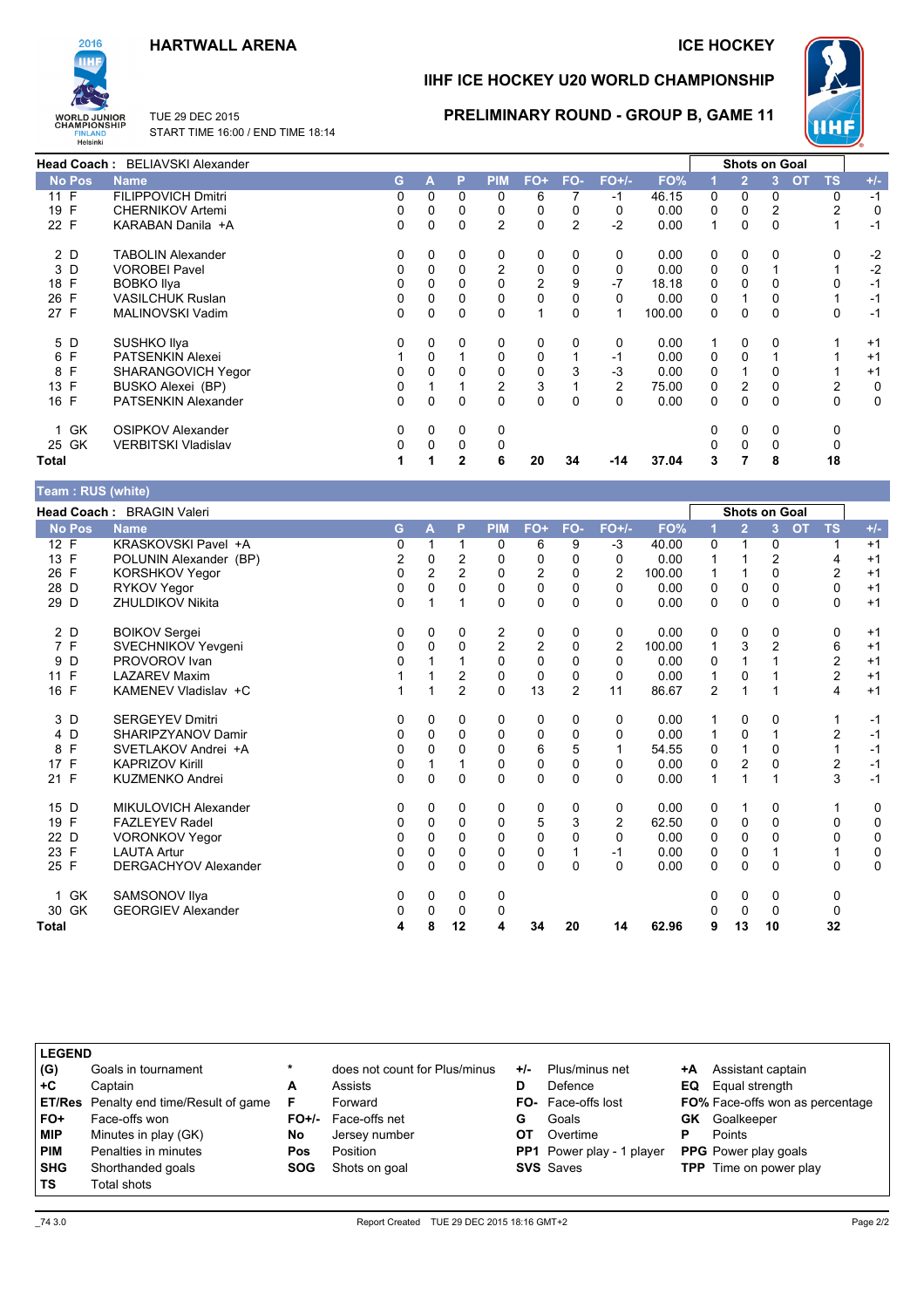# HARTWALL ARENA

# ICE HOCKEY

## IIHF ICE HOCKEY U20 WORLD CHAMPIONSHIP

## PRELIMINARY ROUND - GROUP B, GAME 11

TUE 29 DEC 2015
START TIME 16:00 / END TIME 18:14

**Head Coach :** BELIAVSKI Alexander

| No | Pos | Name | G | A | P | PIM | FO+ | FO- | FO+/- | FO% | 1 | 2 | 3 | OT | TS | +/- |
|---|---|---|---|---|---|---|---|---|---|---|---|---|---|---|---|---|
| | | | | | | | | | | | Shots on Goal | | | | | |
| 11 | F | FILIPPOVICH Dmitri | 0 | 0 | 0 | 0 | 6 | 7 | -1 | 46.15 | 0 | 0 | 0 | | 0 | -1 |
| 19 | F | CHERNIKOV Artemi | 0 | 0 | 0 | 0 | 0 | 0 | 0 | 0.00 | 0 | 0 | 2 | | 2 | 0 |
| 22 | F | KARABAN Danila +A | 0 | 0 | 0 | 2 | 0 | 2 | -2 | 0.00 | 1 | 0 | 0 | | 1 | -1 |
| 2 | D | TABOLIN Alexander | 0 | 0 | 0 | 0 | 0 | 0 | 0 | 0.00 | 0 | 0 | 0 | | 0 | -2 |
| 3 | D | VOROBEI Pavel | 0 | 0 | 0 | 2 | 0 | 0 | 0 | 0.00 | 0 | 0 | 1 | | 1 | -2 |
| 18 | F | BOBKO Ilya | 0 | 0 | 0 | 0 | 2 | 9 | -7 | 18.18 | 0 | 0 | 0 | | 0 | -1 |
| 26 | F | VASILCHUK Ruslan | 0 | 0 | 0 | 0 | 0 | 0 | 0 | 0.00 | 0 | 1 | 0 | | 1 | -1 |
| 27 | F | MALINOVSKI Vadim | 0 | 0 | 0 | 0 | 1 | 0 | 1 | 100.00 | 0 | 0 | 0 | | 0 | -1 |
| 5 | D | SUSHKO Ilya | 0 | 0 | 0 | 0 | 0 | 0 | 0 | 0.00 | 1 | 0 | 0 | | 1 | +1 |
| 6 | F | PATSENKIN Alexei | 1 | 0 | 1 | 0 | 0 | 1 | -1 | 0.00 | 0 | 0 | 1 | | 1 | +1 |
| 8 | F | SHARANGOVICH Yegor | 0 | 0 | 0 | 0 | 0 | 3 | -3 | 0.00 | 0 | 1 | 0 | | 1 | +1 |
| 13 | F | BUSKO Alexei (BP) | 0 | 1 | 1 | 2 | 3 | 1 | 2 | 75.00 | 0 | 2 | 0 | | 2 | 0 |
| 16 | F | PATSENKIN Alexander | 0 | 0 | 0 | 0 | 0 | 0 | 0 | 0.00 | 0 | 0 | 0 | | 0 | 0 |
| 1 | GK | OSIPKOV Alexander | 0 | 0 | 0 | 0 | | | | | 0 | 0 | 0 | | 0 | |
| 25 | GK | VERBITSKI Vladislav | 0 | 0 | 0 | 0 | | | | | 0 | 0 | 0 | | 0 | |
| **Total** | | | **1** | **1** | **2** | **6** | **20** | **34** | **-14** | **37.04** | **3** | **7** | **8** | | **18** | |

## Team : RUS (white)

**Head Coach :** BRAGIN Valeri

| No | Pos | Name | G | A | P | PIM | FO+ | FO- | FO+/- | FO% | 1 | 2 | 3 | OT | TS | +/- |
|---|---|---|---|---|---|---|---|---|---|---|---|---|---|---|---|---|
| | | | | | | | | | | | Shots on Goal | | | | | |
| 12 | F | KRASKOVSKI Pavel +A | 0 | 1 | 1 | 0 | 6 | 9 | -3 | 40.00 | 0 | 1 | 0 | | 1 | +1 |
| 13 | F | POLUNIN Alexander (BP) | 2 | 0 | 2 | 0 | 0 | 0 | 0 | 0.00 | 1 | 1 | 2 | | 4 | +1 |
| 26 | F | KORSHKOV Yegor | 0 | 2 | 2 | 0 | 2 | 0 | 2 | 100.00 | 1 | 1 | 0 | | 2 | +1 |
| 28 | D | RYKOV Yegor | 0 | 0 | 0 | 0 | 0 | 0 | 0 | 0.00 | 0 | 0 | 0 | | 0 | +1 |
| 29 | D | ZHULDIKOV Nikita | 0 | 1 | 1 | 0 | 0 | 0 | 0 | 0.00 | 0 | 0 | 0 | | 0 | +1 |
| 2 | D | BOIKOV Sergei | 0 | 0 | 0 | 2 | 0 | 0 | 0 | 0.00 | 0 | 0 | 0 | | 0 | +1 |
| 7 | F | SVECHNIKOV Yevgeni | 0 | 0 | 0 | 2 | 2 | 0 | 2 | 100.00 | 1 | 3 | 2 | | 6 | +1 |
| 9 | D | PROVOROV Ivan | 0 | 1 | 1 | 0 | 0 | 0 | 0 | 0.00 | 0 | 1 | 1 | | 2 | +1 |
| 11 | F | LAZAREV Maxim | 1 | 1 | 2 | 0 | 0 | 0 | 0 | 0.00 | 1 | 0 | 1 | | 2 | +1 |
| 16 | F | KAMENEV Vladislav +C | 1 | 1 | 2 | 0 | 13 | 2 | 11 | 86.67 | 2 | 1 | 1 | | 4 | +1 |
| 3 | D | SERGEYEV Dmitri | 0 | 0 | 0 | 0 | 0 | 0 | 0 | 0.00 | 1 | 0 | 0 | | 1 | -1 |
| 4 | D | SHARIPZYANOV Damir | 0 | 0 | 0 | 0 | 0 | 0 | 0 | 0.00 | 1 | 0 | 1 | | 2 | -1 |
| 8 | F | SVETLAKOV Andrei +A | 0 | 0 | 0 | 0 | 6 | 5 | 1 | 54.55 | 0 | 1 | 0 | | 1 | -1 |
| 17 | F | KAPRIZOV Kirill | 0 | 1 | 1 | 0 | 0 | 0 | 0 | 0.00 | 0 | 2 | 0 | | 2 | -1 |
| 21 | F | KUZMENKO Andrei | 0 | 0 | 0 | 0 | 0 | 0 | 0 | 0.00 | 1 | 1 | 1 | | 3 | -1 |
| 15 | D | MIKULOVICH Alexander | 0 | 0 | 0 | 0 | 0 | 0 | 0 | 0.00 | 0 | 1 | 0 | | 1 | 0 |
| 19 | F | FAZLEYEV Radel | 0 | 0 | 0 | 0 | 5 | 3 | 2 | 62.50 | 0 | 0 | 0 | | 0 | 0 |
| 22 | D | VORONKOV Yegor | 0 | 0 | 0 | 0 | 0 | 0 | 0 | 0.00 | 0 | 0 | 0 | | 0 | 0 |
| 23 | F | LAUTA Artur | 0 | 0 | 0 | 0 | 0 | 1 | -1 | 0.00 | 0 | 0 | 1 | | 1 | 0 |
| 25 | F | DERGACHYOV Alexander | 0 | 0 | 0 | 0 | 0 | 0 | 0 | 0.00 | 0 | 0 | 0 | | 0 | 0 |
| 1 | GK | SAMSONOV Ilya | 0 | 0 | 0 | 0 | | | | | 0 | 0 | 0 | | 0 | |
| 30 | GK | GEORGIEV Alexander | 0 | 0 | 0 | 0 | | | | | 0 | 0 | 0 | | 0 | |
| **Total** | | | **4** | **8** | **12** | **4** | **34** | **20** | **14** | **62.96** | **9** | **13** | **10** | | **32** | |

**LEGEND**

| | | | | | | | |
|---|---|---|---|---|---|---|---|
| (G) | Goals in tournament | * | does not count for Plus/minus | +/- | Plus/minus net | +A | Assistant captain |
| +C | Captain | A | Assists | D | Defence | EQ | Equal strength |
| ET/Res | Penalty end time/Result of game | F | Forward | FO- | Face-offs lost | FO% | Face-offs won as percentage |
| FO+ | Face-offs won | FO+/- | Face-offs net | G | Goals | GK | Goalkeeper |
| MIP | Minutes in play (GK) | No | Jersey number | OT | Overtime | P | Points |
| PIM | Penalties in minutes | Pos | Position | PP1 | Power play - 1 player | PPG | Power play goals |
| SHG | Shorthanded goals | SOG | Shots on goal | SVS | Saves | TPP | Time on power play |
| TS | Total shots | | | | | | |

_74 3.0 Report Created TUE 29 DEC 2015 18:16 GMT+2